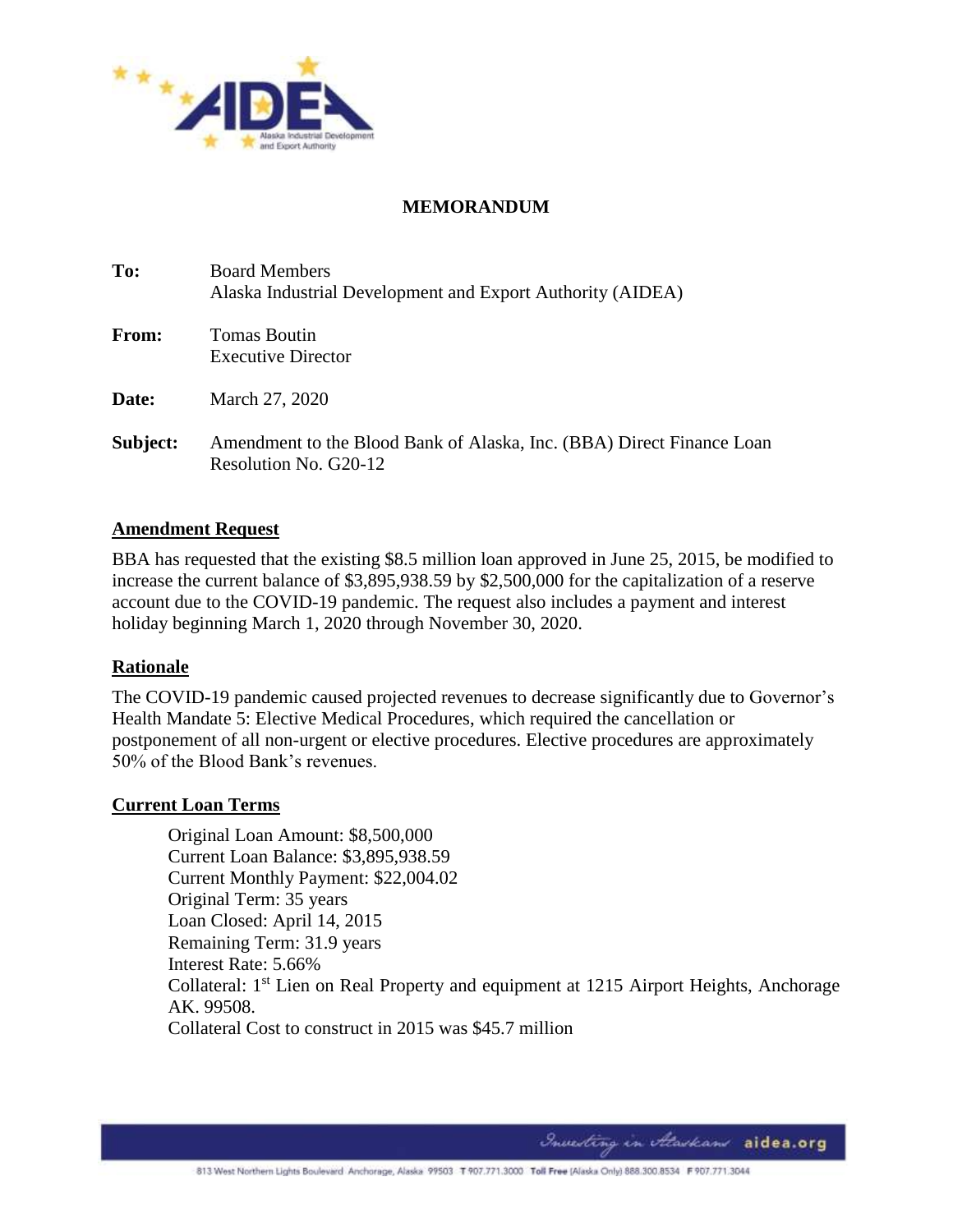# MEMORANDUM

**To:** Board Members
Alaska Industrial Development and Export Authority (AIDEA)

**From:** Tomas Boutin
Executive Director

**Date:** March 27, 2020

**Subject:** Amendment to the Blood Bank of Alaska, Inc. (BBA) Direct Finance Loan Resolution No. G20-12

## Amendment Request

BBA has requested that the existing $8.5 million loan approved in June 25, 2015, be modified to increase the current balance of $3,895,938.59 by $2,500,000 for the capitalization of a reserve account due to the COVID-19 pandemic. The request also includes a payment and interest holiday beginning March 1, 2020 through November 30, 2020.

## Rationale

The COVID-19 pandemic caused projected revenues to decrease significantly due to Governor's Health Mandate 5: Elective Medical Procedures, which required the cancellation or postponement of all non-urgent or elective procedures. Elective procedures are approximately 50% of the Blood Bank's revenues.

## Current Loan Terms

Original Loan Amount: $8,500,000
Current Loan Balance: $3,895,938.59
Current Monthly Payment: $22,004.02
Original Term: 35 years
Loan Closed: April 14, 2015
Remaining Term: 31.9 years
Interest Rate: 5.66%
Collateral: 1st Lien on Real Property and equipment at 1215 Airport Heights, Anchorage AK. 99508.
Collateral Cost to construct in 2015 was $45.7 million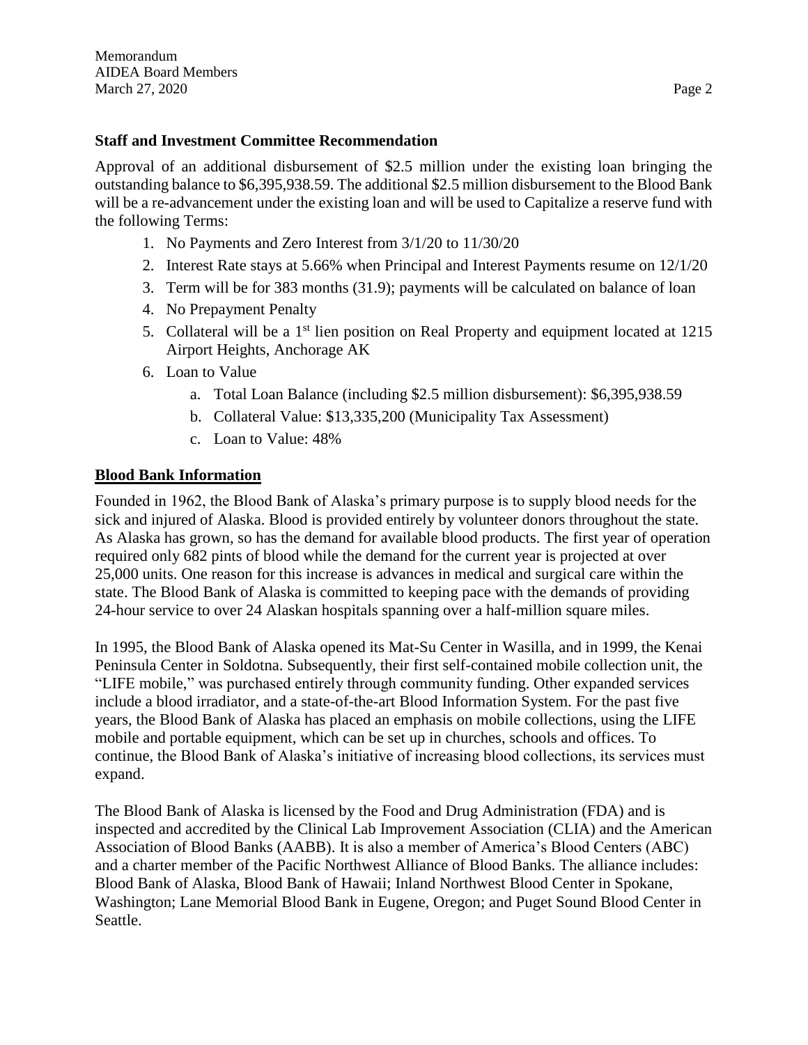## Staff and Investment Committee Recommendation

Approval of an additional disbursement of $2.5 million under the existing loan bringing the outstanding balance to $6,395,938.59. The additional $2.5 million disbursement to the Blood Bank will be a re-advancement under the existing loan and will be used to Capitalize a reserve fund with the following Terms:

1. No Payments and Zero Interest from 3/1/20 to 11/30/20
2. Interest Rate stays at 5.66% when Principal and Interest Payments resume on 12/1/20
3. Term will be for 383 months (31.9); payments will be calculated on balance of loan
4. No Prepayment Penalty
5. Collateral will be a 1st lien position on Real Property and equipment located at 1215 Airport Heights, Anchorage AK
6. Loan to Value
    a. Total Loan Balance (including $2.5 million disbursement): $6,395,938.59
    b. Collateral Value: $13,335,200 (Municipality Tax Assessment)
    c. Loan to Value: 48%

## Blood Bank Information

Founded in 1962, the Blood Bank of Alaska's primary purpose is to supply blood needs for the sick and injured of Alaska. Blood is provided entirely by volunteer donors throughout the state. As Alaska has grown, so has the demand for available blood products. The first year of operation required only 682 pints of blood while the demand for the current year is projected at over 25,000 units. One reason for this increase is advances in medical and surgical care within the state. The Blood Bank of Alaska is committed to keeping pace with the demands of providing 24-hour service to over 24 Alaskan hospitals spanning over a half-million square miles.

In 1995, the Blood Bank of Alaska opened its Mat-Su Center in Wasilla, and in 1999, the Kenai Peninsula Center in Soldotna. Subsequently, their first self-contained mobile collection unit, the "LIFE mobile," was purchased entirely through community funding. Other expanded services include a blood irradiator, and a state-of-the-art Blood Information System. For the past five years, the Blood Bank of Alaska has placed an emphasis on mobile collections, using the LIFE mobile and portable equipment, which can be set up in churches, schools and offices. To continue, the Blood Bank of Alaska's initiative of increasing blood collections, its services must expand.

The Blood Bank of Alaska is licensed by the Food and Drug Administration (FDA) and is inspected and accredited by the Clinical Lab Improvement Association (CLIA) and the American Association of Blood Banks (AABB). It is also a member of America's Blood Centers (ABC) and a charter member of the Pacific Northwest Alliance of Blood Banks. The alliance includes: Blood Bank of Alaska, Blood Bank of Hawaii; Inland Northwest Blood Center in Spokane, Washington; Lane Memorial Blood Bank in Eugene, Oregon; and Puget Sound Blood Center in Seattle.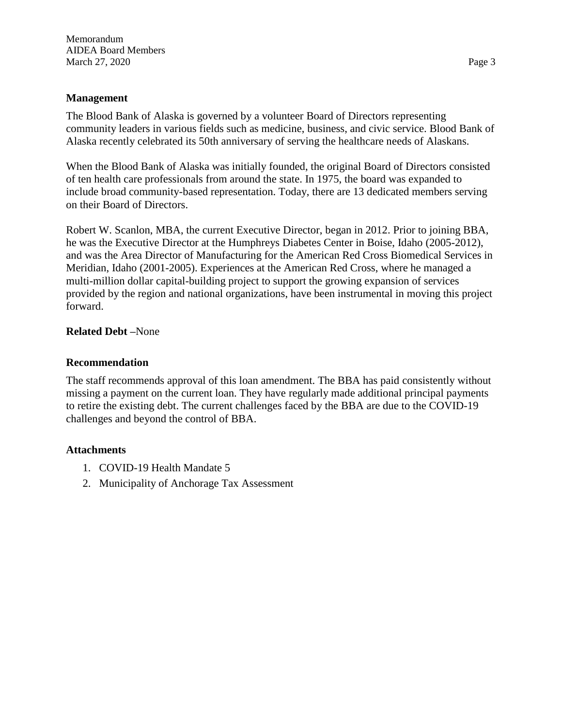## Management

The Blood Bank of Alaska is governed by a volunteer Board of Directors representing community leaders in various fields such as medicine, business, and civic service. Blood Bank of Alaska recently celebrated its 50th anniversary of serving the healthcare needs of Alaskans.

When the Blood Bank of Alaska was initially founded, the original Board of Directors consisted of ten health care professionals from around the state. In 1975, the board was expanded to include broad community-based representation. Today, there are 13 dedicated members serving on their Board of Directors.

Robert W. Scanlon, MBA, the current Executive Director, began in 2012. Prior to joining BBA, he was the Executive Director at the Humphreys Diabetes Center in Boise, Idaho (2005-2012), and was the Area Director of Manufacturing for the American Red Cross Biomedical Services in Meridian, Idaho (2001-2005). Experiences at the American Red Cross, where he managed a multi-million dollar capital-building project to support the growing expansion of services provided by the region and national organizations, have been instrumental in moving this project forward.

**Related Debt** –None

## Recommendation

The staff recommends approval of this loan amendment. The BBA has paid consistently without missing a payment on the current loan. They have regularly made additional principal payments to retire the existing debt. The current challenges faced by the BBA are due to the COVID-19 challenges and beyond the control of BBA.

## Attachments

1. COVID-19 Health Mandate 5
2. Municipality of Anchorage Tax Assessment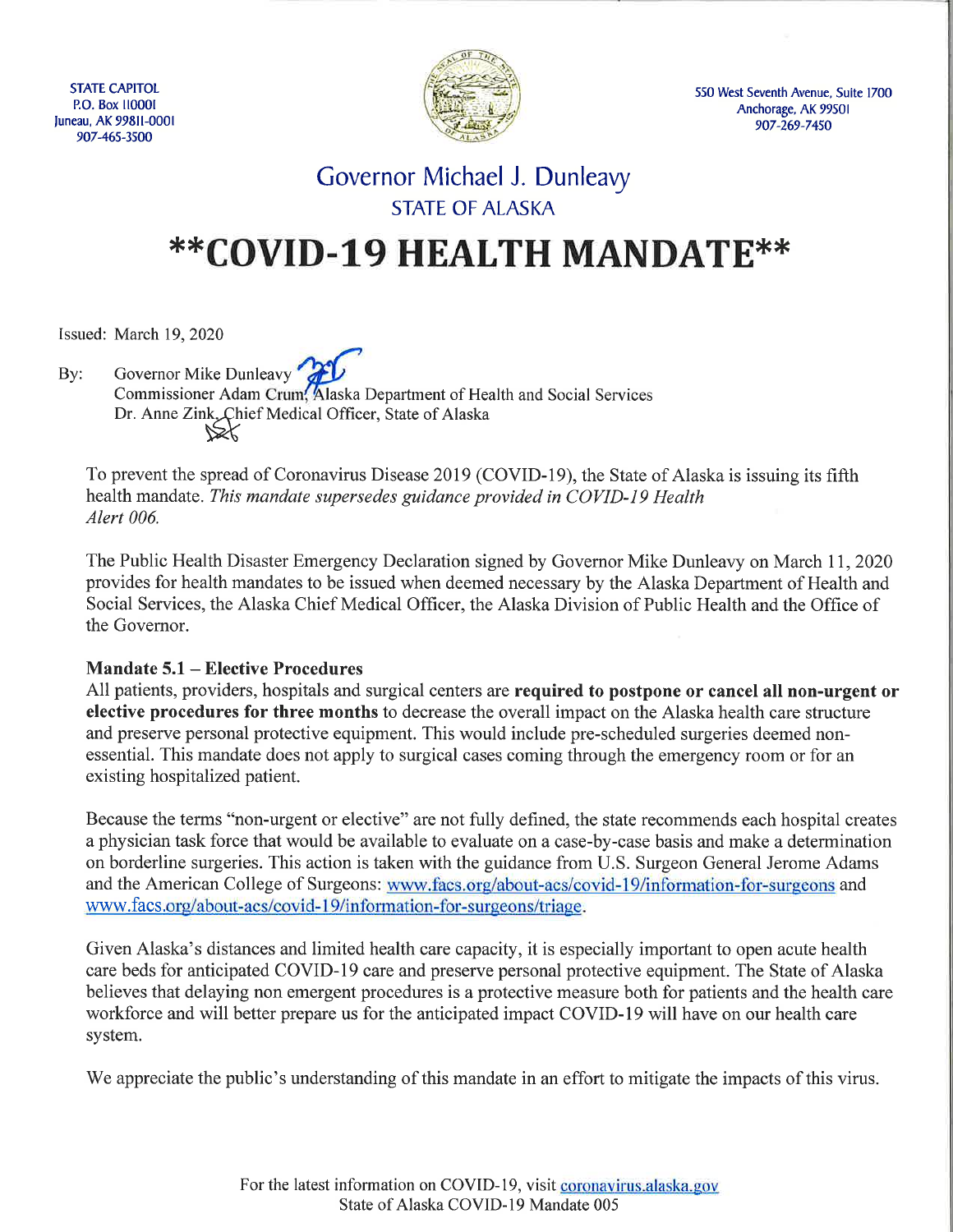STATE CAPITOL
P.O. Box 110001
Juneau, AK 99811-0001
907-465-3500

550 West Seventh Avenue, Suite 1700
Anchorage, AK 99501
907-269-7450

## Governor Michael J. Dunleavy
### STATE OF ALASKA

# **COVID-19 HEALTH MANDATE**

Issued: March 19, 2020

By: Governor Mike Dunleavy
Commissioner Adam Crum, Alaska Department of Health and Social Services
Dr. Anne Zink, Chief Medical Officer, State of Alaska

To prevent the spread of Coronavirus Disease 2019 (COVID-19), the State of Alaska is issuing its fifth health mandate. *This mandate supersedes guidance provided in COVID-19 Health Alert 006.*

The Public Health Disaster Emergency Declaration signed by Governor Mike Dunleavy on March 11, 2020 provides for health mandates to be issued when deemed necessary by the Alaska Department of Health and Social Services, the Alaska Chief Medical Officer, the Alaska Division of Public Health and the Office of the Governor.

**Mandate 5.1 – Elective Procedures**
All patients, providers, hospitals and surgical centers are **required to postpone or cancel all non-urgent or elective procedures for three months** to decrease the overall impact on the Alaska health care structure and preserve personal protective equipment. This would include pre-scheduled surgeries deemed non-essential. This mandate does not apply to surgical cases coming through the emergency room or for an existing hospitalized patient.

Because the terms "non-urgent or elective" are not fully defined, the state recommends each hospital creates a physician task force that would be available to evaluate on a case-by-case basis and make a determination on borderline surgeries. This action is taken with the guidance from U.S. Surgeon General Jerome Adams and the American College of Surgeons: www.facs.org/about-acs/covid-19/information-for-surgeons and www.facs.org/about-acs/covid-19/information-for-surgeons/triage.

Given Alaska's distances and limited health care capacity, it is especially important to open acute health care beds for anticipated COVID-19 care and preserve personal protective equipment. The State of Alaska believes that delaying non emergent procedures is a protective measure both for patients and the health care workforce and will better prepare us for the anticipated impact COVID-19 will have on our health care system.

We appreciate the public's understanding of this mandate in an effort to mitigate the impacts of this virus.

For the latest information on COVID-19, visit coronavirus.alaska.gov
State of Alaska COVID-19 Mandate 005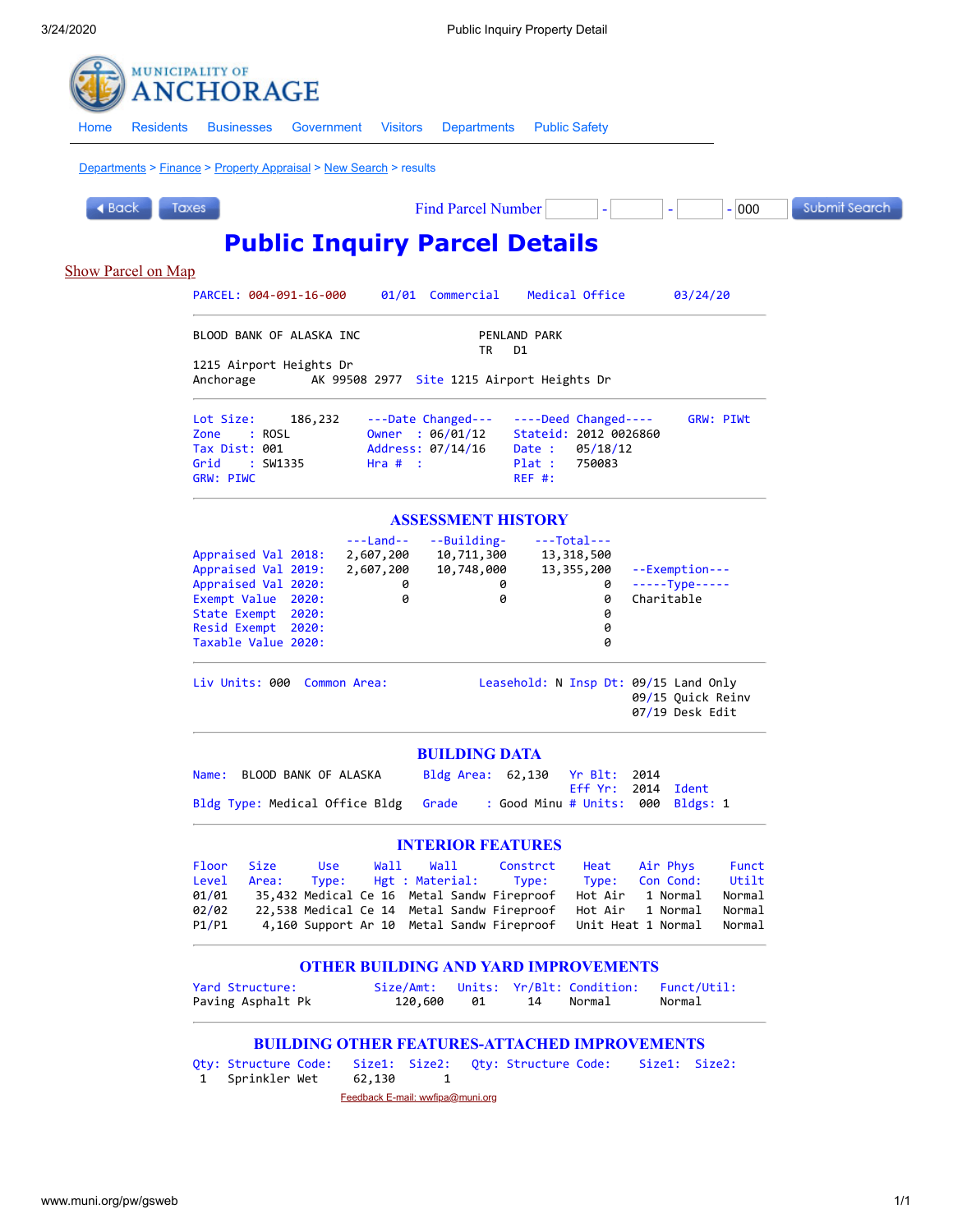MUNICIPALITY OF
# ANCHORAGE

Home | Residents | Businesses | Government | Visitors | Departments | Public Safety

Departments > Finance > Property Appraisal > New Search > results

Back | Taxes | Find Parcel Number ___ - ___ - ___ - 000 | Submit Search

# Public Inquiry Parcel Details

Show Parcel on Map

PARCEL: 004-091-16-000    01/01  Commercial    Medical Office    03/24/20

BLOOD BANK OF ALASKA INC    PENLAND PARK
TR D1

1215 Airport Heights Dr
Anchorage    AK 99508 2977  Site 1215 Airport Heights Dr

| | | | |
|---|---|---|---|
| Lot Size: 186,232 | ---Date Changed--- | ----Deed Changed---- | GRW: PIWt |
| Zone : ROSL | Owner : 06/01/12 | Stateid: 2012 0026860 | |
| Tax Dist: 001 | Address: 07/14/16 | Date : 05/18/12 | |
| Grid : SW1335 | Hra # : | Plat : 750083 | |
| GRW: PIWC | | REF #: | |

## ASSESSMENT HISTORY

| | ---Land-- | --Building- | ---Total--- | |
|---|---|---|---|---|
| Appraised Val 2018: | 2,607,200 | 10,711,300 | 13,318,500 | |
| Appraised Val 2019: | 2,607,200 | 10,748,000 | 13,355,200 | --Exemption--- |
| Appraised Val 2020: | 0 | 0 | 0 | -----Type----- |
| Exempt Value 2020: | 0 | 0 | 0 | Charitable |
| State Exempt 2020: | | | 0 | |
| Resid Exempt 2020: | | | 0 | |
| Taxable Value 2020: | | | 0 | |

Liv Units: 000  Common Area:    Leasehold: N  Insp Dt: 09/15 Land Only
09/15 Quick Reinv
07/19 Desk Edit

## BUILDING DATA

Name: BLOOD BANK OF ALASKA    Bldg Area: 62,130    Yr Blt: 2014
Eff Yr: 2014  Ident
Bldg Type: Medical Office Bldg    Grade : Good Minu  # Units: 000  Bldgs: 1

## INTERIOR FEATURES

| Floor Level | Size Area: | Use Type: | Wall Hgt | Wall Material: | Constrct Type: | Heat Type: | Air Con | Phys Cond: | Funct Utilt |
|---|---|---|---|---|---|---|---|---|---|
| 01/01 | 35,432 | Medical Ce | 16 | Metal Sandw | Fireproof | Hot Air | 1 | Normal | Normal |
| 02/02 | 22,538 | Medical Ce | 14 | Metal Sandw | Fireproof | Hot Air | 1 | Normal | Normal |
| P1/P1 | 4,160 | Support Ar | 10 | Metal Sandw | Fireproof | Unit Heat | 1 | Normal | Normal |

## OTHER BUILDING AND YARD IMPROVEMENTS

| Yard Structure: | Size/Amt: | Units: | Yr/Blt: | Condition: | Funct/Util: |
|---|---|---|---|---|---|
| Paving Asphalt Pk | 120,600 | 01 | 14 | Normal | Normal |

## BUILDING OTHER FEATURES-ATTACHED IMPROVEMENTS

| Qty: | Structure Code: | Size1: | Size2: | Qty: | Structure Code: | Size1: | Size2: |
|---|---|---|---|---|---|---|---|
| 1 | Sprinkler Wet | 62,130 | 1 | | | | |

Feedback E-mail: wwfipa@muni.org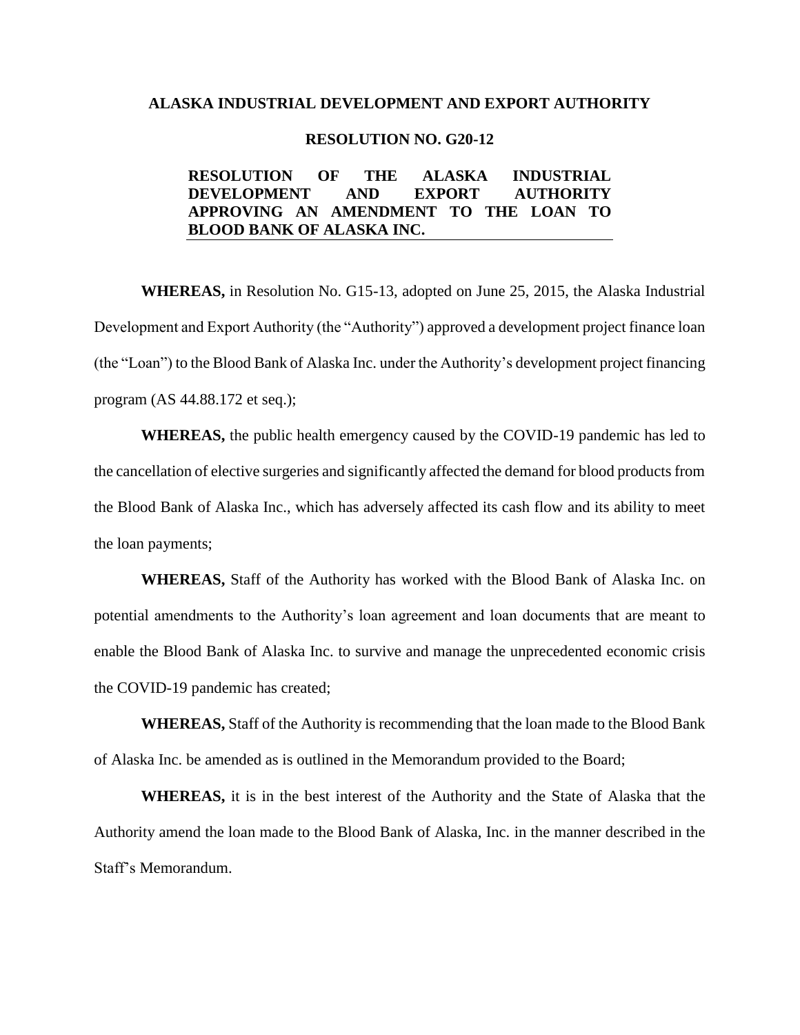**ALASKA INDUSTRIAL DEVELOPMENT AND EXPORT AUTHORITY**

**RESOLUTION NO. G20-12**

**RESOLUTION OF THE ALASKA INDUSTRIAL DEVELOPMENT AND EXPORT AUTHORITY APPROVING AN AMENDMENT TO THE LOAN TO BLOOD BANK OF ALASKA INC.**

**WHEREAS,** in Resolution No. G15-13, adopted on June 25, 2015, the Alaska Industrial Development and Export Authority (the "Authority") approved a development project finance loan (the "Loan") to the Blood Bank of Alaska Inc. under the Authority's development project financing program (AS 44.88.172 et seq.);

**WHEREAS,** the public health emergency caused by the COVID-19 pandemic has led to the cancellation of elective surgeries and significantly affected the demand for blood products from the Blood Bank of Alaska Inc., which has adversely affected its cash flow and its ability to meet the loan payments;

**WHEREAS,** Staff of the Authority has worked with the Blood Bank of Alaska Inc. on potential amendments to the Authority's loan agreement and loan documents that are meant to enable the Blood Bank of Alaska Inc. to survive and manage the unprecedented economic crisis the COVID-19 pandemic has created;

**WHEREAS,** Staff of the Authority is recommending that the loan made to the Blood Bank of Alaska Inc. be amended as is outlined in the Memorandum provided to the Board;

**WHEREAS,** it is in the best interest of the Authority and the State of Alaska that the Authority amend the loan made to the Blood Bank of Alaska, Inc. in the manner described in the Staff's Memorandum.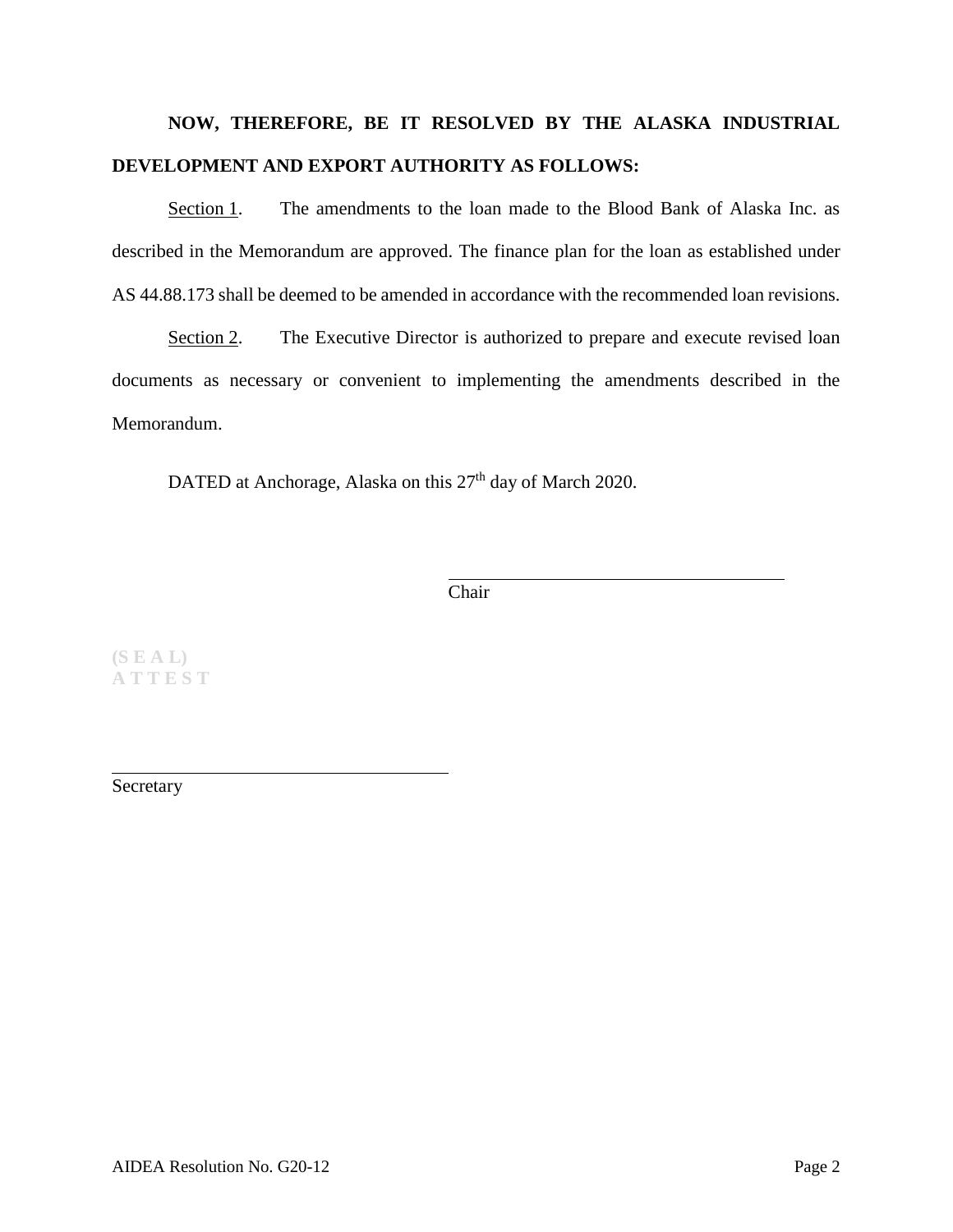**NOW, THEREFORE, BE IT RESOLVED BY THE ALASKA INDUSTRIAL DEVELOPMENT AND EXPORT AUTHORITY AS FOLLOWS:**

Section 1. The amendments to the loan made to the Blood Bank of Alaska Inc. as described in the Memorandum are approved. The finance plan for the loan as established under AS 44.88.173 shall be deemed to be amended in accordance with the recommended loan revisions.

Section 2. The Executive Director is authorized to prepare and execute revised loan documents as necessary or convenient to implementing the amendments described in the Memorandum.

DATED at Anchorage, Alaska on this 27th day of March 2020.

\_\_\_\_\_\_\_\_\_\_\_\_\_\_\_\_\_\_\_\_\_\_\_\_\_\_\_\_\_\_\_\_\_\_\_\_

Chair

**(S E A L)**
**A T T E S T**

\_\_\_\_\_\_\_\_\_\_\_\_\_\_\_\_\_\_\_\_\_\_\_\_\_\_\_\_\_\_\_\_\_\_\_\_

Secretary